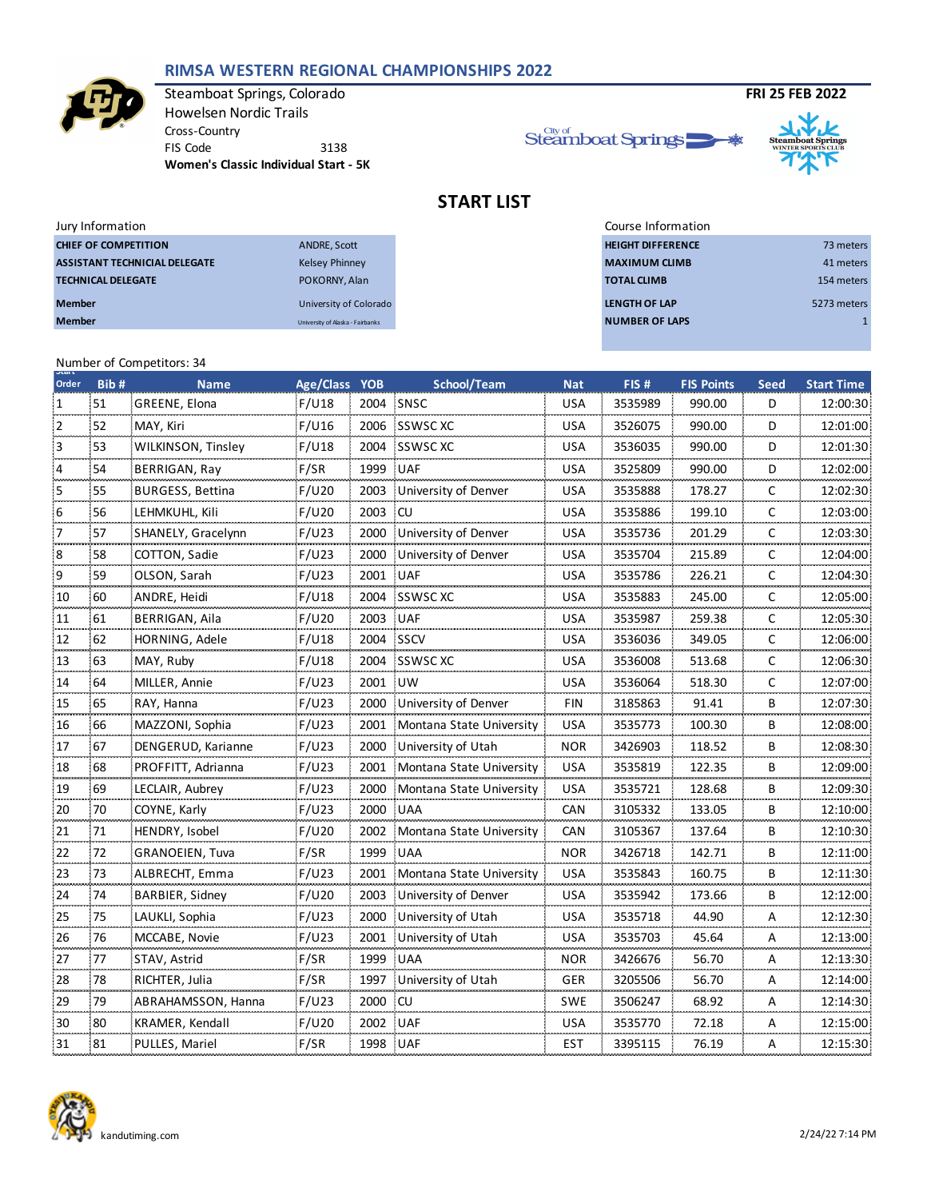# RIMSA WESTERN REGIONAL CHAMPIONSHIPS 2022

Steamboat Springs, Colorado
Howelsen Nordic Trails
Cross-Country
FIS Code 3138
**Women's Classic Individual Start - 5K**

**FRI 25 FEB 2022**

## START LIST

Jury Information

| | |
|---|---|
| **CHIEF OF COMPETITION** | ANDRE, Scott |
| **ASSISTANT TECHNICIAL DELEGATE** | Kelsey Phinney |
| **TECHNICAL DELEGATE** | POKORNY, Alan |
| **Member** | University of Colorado |
| **Member** | University of Alaska - Fairbanks |

Course Information

| | |
|---|---|
| **HEIGHT DIFFERENCE** | 73 meters |
| **MAXIMUM CLIMB** | 41 meters |
| **TOTAL CLIMB** | 154 meters |
| **LENGTH OF LAP** | 5273 meters |
| **NUMBER OF LAPS** | 1 |

Number of Competitors: 34

| Start Order | Bib # | Name | Age/Class | YOB | School/Team | Nat | FIS # | FIS Points | Seed | Start Time |
|---|---|---|---|---|---|---|---|---|---|---|
| 1 | 51 | GREENE, Elona | F/U18 | 2004 | SNSC | USA | 3535989 | 990.00 | D | 12:00:30 |
| 2 | 52 | MAY, Kiri | F/U16 | 2006 | SSWSC XC | USA | 3526075 | 990.00 | D | 12:01:00 |
| 3 | 53 | WILKINSON, Tinsley | F/U18 | 2004 | SSWSC XC | USA | 3536035 | 990.00 | D | 12:01:30 |
| 4 | 54 | BERRIGAN, Ray | F/SR | 1999 | UAF | USA | 3525809 | 990.00 | D | 12:02:00 |
| 5 | 55 | BURGESS, Bettina | F/U20 | 2003 | University of Denver | USA | 3535888 | 178.27 | C | 12:02:30 |
| 6 | 56 | LEHMKUHL, Kili | F/U20 | 2003 | CU | USA | 3535886 | 199.10 | C | 12:03:00 |
| 7 | 57 | SHANELY, Gracelynn | F/U23 | 2000 | University of Denver | USA | 3535736 | 201.29 | C | 12:03:30 |
| 8 | 58 | COTTON, Sadie | F/U23 | 2000 | University of Denver | USA | 3535704 | 215.89 | C | 12:04:00 |
| 9 | 59 | OLSON, Sarah | F/U23 | 2001 | UAF | USA | 3535786 | 226.21 | C | 12:04:30 |
| 10 | 60 | ANDRE, Heidi | F/U18 | 2004 | SSWSC XC | USA | 3535883 | 245.00 | C | 12:05:00 |
| 11 | 61 | BERRIGAN, Aila | F/U20 | 2003 | UAF | USA | 3535987 | 259.38 | C | 12:05:30 |
| 12 | 62 | HORNING, Adele | F/U18 | 2004 | SSCV | USA | 3536036 | 349.05 | C | 12:06:00 |
| 13 | 63 | MAY, Ruby | F/U18 | 2004 | SSWSC XC | USA | 3536008 | 513.68 | C | 12:06:30 |
| 14 | 64 | MILLER, Annie | F/U23 | 2001 | UW | USA | 3536064 | 518.30 | C | 12:07:00 |
| 15 | 65 | RAY, Hanna | F/U23 | 2000 | University of Denver | FIN | 3185863 | 91.41 | B | 12:07:30 |
| 16 | 66 | MAZZONI, Sophia | F/U23 | 2001 | Montana State University | USA | 3535773 | 100.30 | B | 12:08:00 |
| 17 | 67 | DENGERUD, Karianne | F/U23 | 2000 | University of Utah | NOR | 3426903 | 118.52 | B | 12:08:30 |
| 18 | 68 | PROFFITT, Adrianna | F/U23 | 2001 | Montana State University | USA | 3535819 | 122.35 | B | 12:09:00 |
| 19 | 69 | LECLAIR, Aubrey | F/U23 | 2000 | Montana State University | USA | 3535721 | 128.68 | B | 12:09:30 |
| 20 | 70 | COYNE, Karly | F/U23 | 2000 | UAA | CAN | 3105332 | 133.05 | B | 12:10:00 |
| 21 | 71 | HENDRY, Isobel | F/U20 | 2002 | Montana State University | CAN | 3105367 | 137.64 | B | 12:10:30 |
| 22 | 72 | GRANOEIEN, Tuva | F/SR | 1999 | UAA | NOR | 3426718 | 142.71 | B | 12:11:00 |
| 23 | 73 | ALBRECHT, Emma | F/U23 | 2001 | Montana State University | USA | 3535843 | 160.75 | B | 12:11:30 |
| 24 | 74 | BARBIER, Sidney | F/U20 | 2003 | University of Denver | USA | 3535942 | 173.66 | B | 12:12:00 |
| 25 | 75 | LAUKLI, Sophia | F/U23 | 2000 | University of Utah | USA | 3535718 | 44.90 | A | 12:12:30 |
| 26 | 76 | MCCABE, Novie | F/U23 | 2001 | University of Utah | USA | 3535703 | 45.64 | A | 12:13:00 |
| 27 | 77 | STAV, Astrid | F/SR | 1999 | UAA | NOR | 3426676 | 56.70 | A | 12:13:30 |
| 28 | 78 | RICHTER, Julia | F/SR | 1997 | University of Utah | GER | 3205506 | 56.70 | A | 12:14:00 |
| 29 | 79 | ABRAHAMSSON, Hanna | F/U23 | 2000 | CU | SWE | 3506247 | 68.92 | A | 12:14:30 |
| 30 | 80 | KRAMER, Kendall | F/U20 | 2002 | UAF | USA | 3535770 | 72.18 | A | 12:15:00 |
| 31 | 81 | PULLES, Mariel | F/SR | 1998 | UAF | EST | 3395115 | 76.19 | A | 12:15:30 |

kandutiming.com

2/24/22 7:14 PM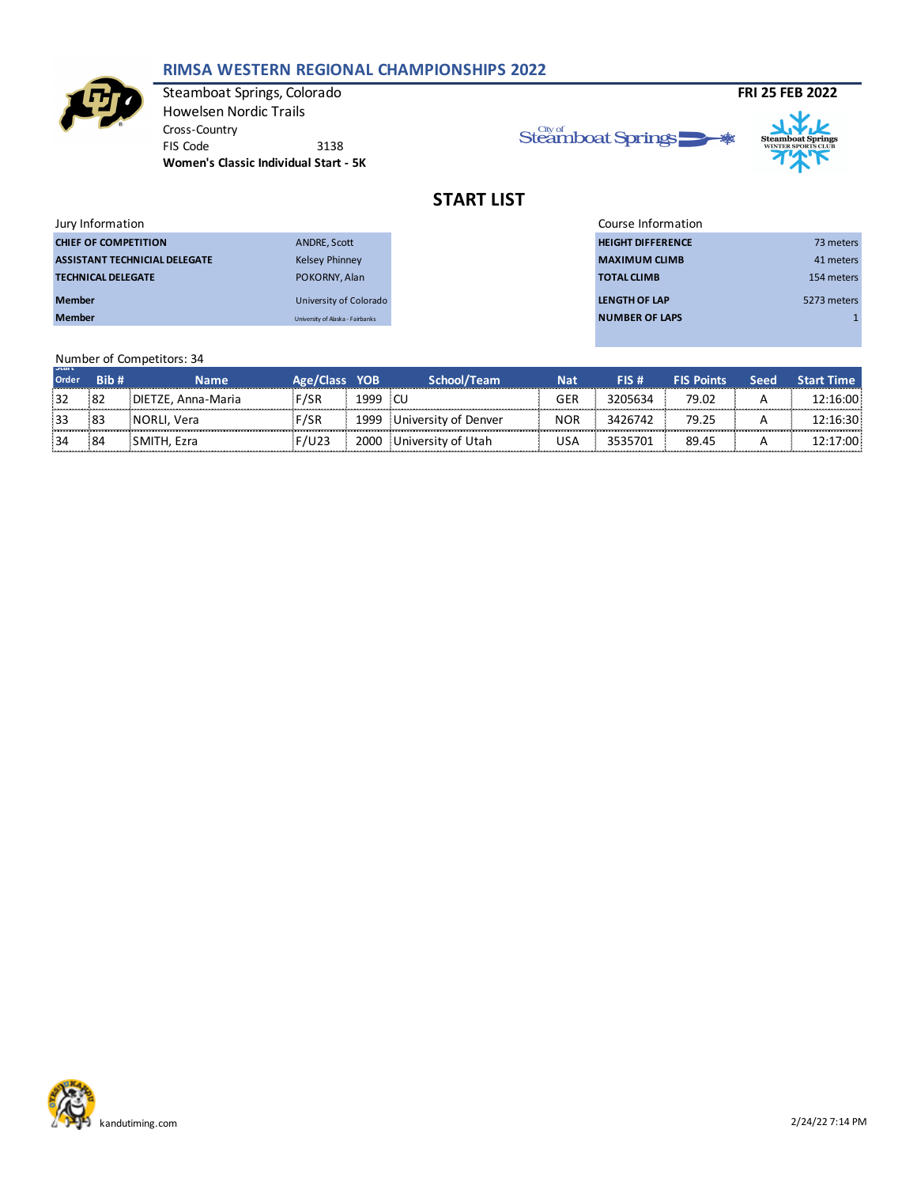# RIMSA WESTERN REGIONAL CHAMPIONSHIPS 2022

Steamboat Springs, Colorado
Howelsen Nordic Trails
Cross-Country
FIS Code 3138
**Women's Classic Individual Start - 5K**

**FRI 25 FEB 2022**

## START LIST

Jury Information

| | |
|---|---|
| **CHIEF OF COMPETITION** | ANDRE, Scott |
| **ASSISTANT TECHNICIAL DELEGATE** | Kelsey Phinney |
| **TECHNICAL DELEGATE** | POKORNY, Alan |
| **Member** | University of Colorado |
| **Member** | University of Alaska - Fairbanks |

Course Information

| | |
|---|---|
| **HEIGHT DIFFERENCE** | 73 meters |
| **MAXIMUM CLIMB** | 41 meters |
| **TOTAL CLIMB** | 154 meters |
| **LENGTH OF LAP** | 5273 meters |
| **NUMBER OF LAPS** | 1 |

Number of Competitors: 34

| Start Order | Bib # | Name | Age/Class | YOB | School/Team | Nat | FIS # | FIS Points | Seed | Start Time |
|---|---|---|---|---|---|---|---|---|---|---|
| 32 | 82 | DIETZE, Anna-Maria | F/SR | 1999 | CU | GER | 3205634 | 79.02 | A | 12:16:00 |
| 33 | 83 | NORLI, Vera | F/SR | 1999 | University of Denver | NOR | 3426742 | 79.25 | A | 12:16:30 |
| 34 | 84 | SMITH, Ezra | F/U23 | 2000 | University of Utah | USA | 3535701 | 89.45 | A | 12:17:00 |

kandutiming.com

2/24/22 7:14 PM